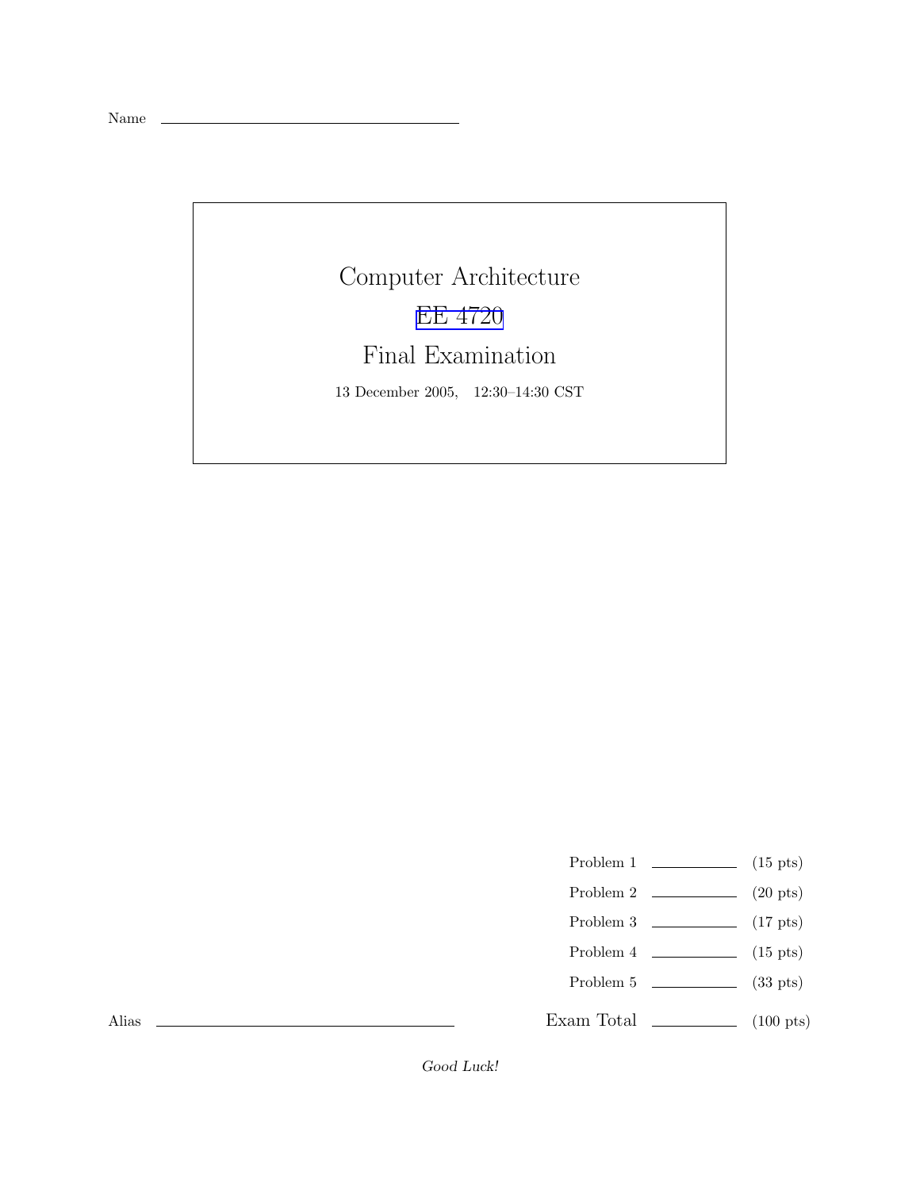Name \_\_\_\_\_\_\_\_\_\_\_\_\_\_\_\_\_\_\_\_\_\_\_\_\_\_\_\_\_\_

# Computer Architecture

## EE 4720

## Final Examination

13 December 2005, 12:30–14:30 CST

| | | |
|---|---|---|
| Problem 1 | \_\_\_\_\_\_\_\_ | (15 pts) |
| Problem 2 | \_\_\_\_\_\_\_\_ | (20 pts) |
| Problem 3 | \_\_\_\_\_\_\_\_ | (17 pts) |
| Problem 4 | \_\_\_\_\_\_\_\_ | (15 pts) |
| Problem 5 | \_\_\_\_\_\_\_\_ | (33 pts) |
| Exam Total | \_\_\_\_\_\_\_\_ | (100 pts) |

Alias \_\_\_\_\_\_\_\_\_\_\_\_\_\_\_\_\_\_\_\_\_\_\_\_\_\_\_\_\_\_

*Good Luck!*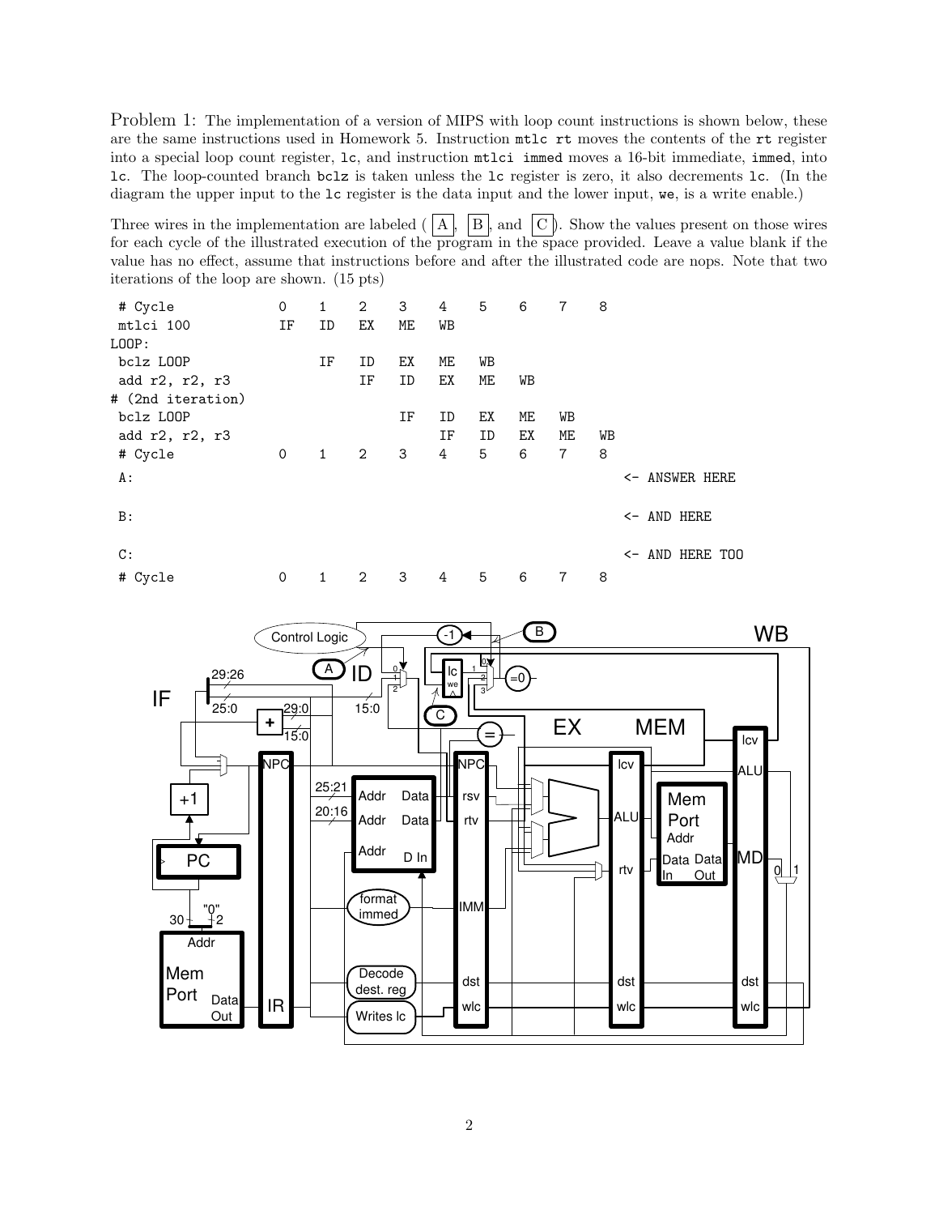Problem 1: The implementation of a version of MIPS with loop count instructions is shown below, these are the same instructions used in Homework 5. Instruction `mtlc rt` moves the contents of the `rt` register into a special loop count register, `lc`, and instruction `mtlci immed` moves a 16-bit immediate, `immed`, into `lc`. The loop-counted branch `bclz` is taken unless the `lc` register is zero, it also decrements `lc`. (In the diagram the upper input to the `lc` register is the data input and the lower input, `we`, is a write enable.)

Three wires in the implementation are labeled ( A , B , and C ). Show the values present on those wires for each cycle of the illustrated execution of the program in the space provided. Leave a value blank if the value has no effect, assume that instructions before and after the illustrated code are nops. Note that two iterations of the loop are shown. (15 pts)

```
 # Cycle              0    1    2    3    4    5    6    7    8
 mtlci 100            IF   ID   EX   ME   WB
LOOP:
 bclz LOOP                 IF   ID   EX   ME   WB
 add r2, r2, r3                 IF   ID   EX   ME   WB
# (2nd iteration)
 bclz LOOP                           IF   ID   EX   ME   WB
 add r2, r2, r3                           IF   ID   EX   ME   WB
 # Cycle              0    1    2    3    4    5    6    7    8
 A:                                                                <- ANSWER HERE

 B:                                                                <- AND HERE

 C:                                                                <- AND HERE TOO
 # Cycle              0    1    2    3    4    5    6    7    8
```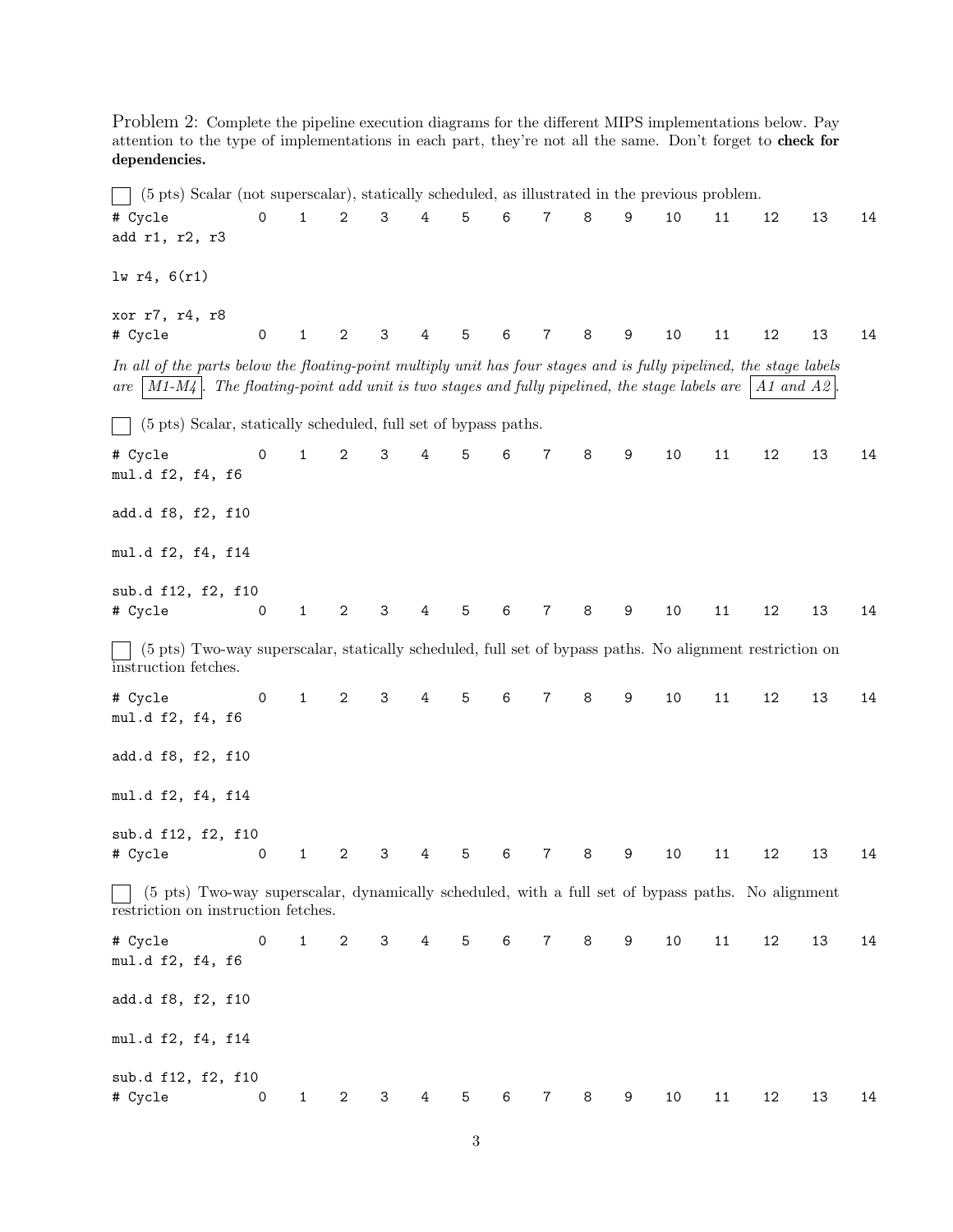Problem 2: Complete the pipeline execution diagrams for the different MIPS implementations below. Pay attention to the type of implementations in each part, they're not all the same. Don't forget to **check for dependencies.**

☐ (5 pts) Scalar (not superscalar), statically scheduled, as illustrated in the previous problem.

```
# Cycle          0    1    2    3    4    5    6    7    8    9    10    11    12    13    14
add r1, r2, r3

lw r4, 6(r1)

xor r7, r4, r8
# Cycle          0    1    2    3    4    5    6    7    8    9    10    11    12    13    14
```

*In all of the parts below the floating-point multiply unit has four stages and is fully pipelined, the stage labels are* M1-M4. *The floating-point add unit is two stages and fully pipelined, the stage labels are* A1 and A2.

☐ (5 pts) Scalar, statically scheduled, full set of bypass paths.

```
# Cycle          0    1    2    3    4    5    6    7    8    9    10    11    12    13    14
mul.d f2, f4, f6

add.d f8, f2, f10

mul.d f2, f4, f14

sub.d f12, f2, f10
# Cycle          0    1    2    3    4    5    6    7    8    9    10    11    12    13    14
```

☐ (5 pts) Two-way superscalar, statically scheduled, full set of bypass paths. No alignment restriction on instruction fetches.

```
# Cycle          0    1    2    3    4    5    6    7    8    9    10    11    12    13    14
mul.d f2, f4, f6

add.d f8, f2, f10

mul.d f2, f4, f14

sub.d f12, f2, f10
# Cycle          0    1    2    3    4    5    6    7    8    9    10    11    12    13    14
```

☐ (5 pts) Two-way superscalar, dynamically scheduled, with a full set of bypass paths. No alignment restriction on instruction fetches.

```
# Cycle          0    1    2    3    4    5    6    7    8    9    10    11    12    13    14
mul.d f2, f4, f6

add.d f8, f2, f10

mul.d f2, f4, f14

sub.d f12, f2, f10
# Cycle          0    1    2    3    4    5    6    7    8    9    10    11    12    13    14
```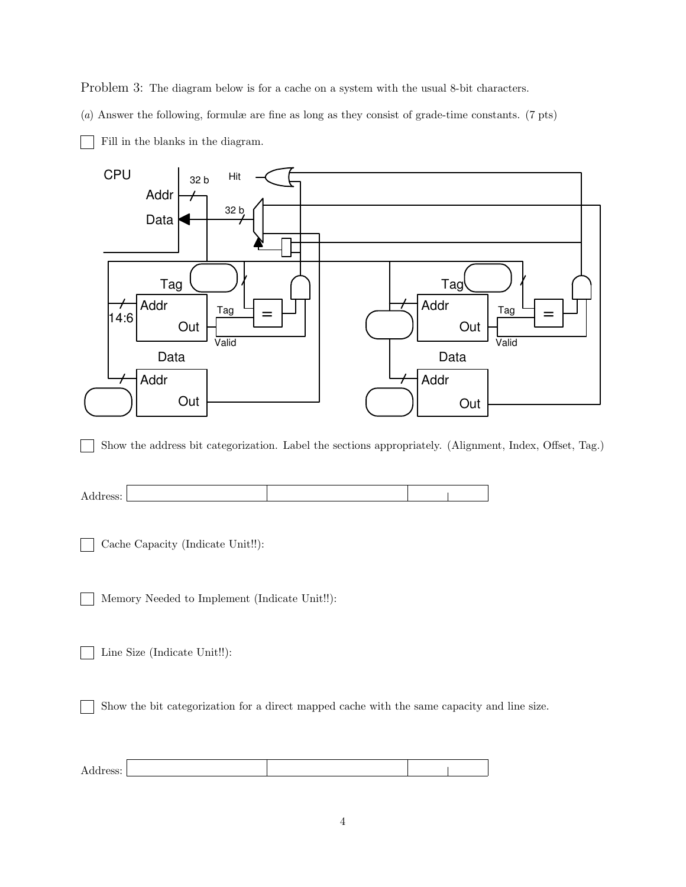Problem 3: The diagram below is for a cache on a system with the usual 8-bit characters.

(*a*) Answer the following, formulæ are fine as long as they consist of grade-time constants. (7 pts)

☐ Fill in the blanks in the diagram.

CPU

32 b

Hit

Addr

32 b

Data

Tag

Tag

14:6

Addr

Out

Tag

=

Valid

Data

Addr

Out

Tag

Tag

Addr

Out

Tag

=

Valid

Data

Addr

Out

☐ Show the address bit categorization. Label the sections appropriately. (Alignment, Index, Offset, Tag.)

Address:

| | | | |
|---|---|---|---|
| | | | |

☐ Cache Capacity (Indicate Unit!!):

☐ Memory Needed to Implement (Indicate Unit!!):

☐ Line Size (Indicate Unit!!):

☐ Show the bit categorization for a direct mapped cache with the same capacity and line size.

Address:

| | | | |
|---|---|---|---|
| | | | |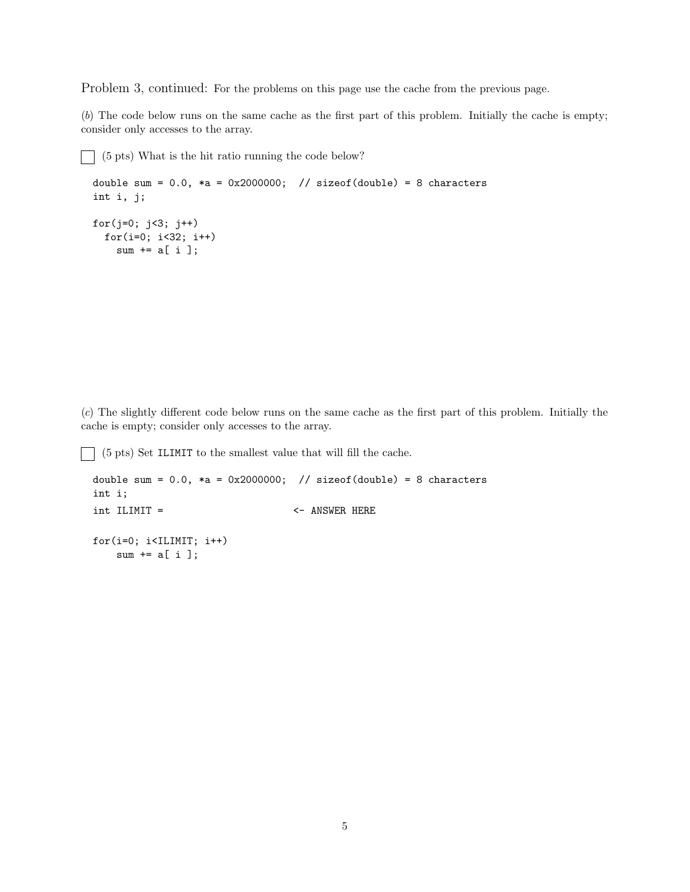Problem 3, continued: For the problems on this page use the cache from the previous page.

(*b*) The code below runs on the same cache as the first part of this problem. Initially the cache is empty; consider only accesses to the array.

☐ (5 pts) What is the hit ratio running the code below?

```
double sum = 0.0, *a = 0x2000000;  // sizeof(double) = 8 characters
int i, j;

for(j=0; j<3; j++)
  for(i=0; i<32; i++)
    sum += a[ i ];
```

(*c*) The slightly different code below runs on the same cache as the first part of this problem. Initially the cache is empty; consider only accesses to the array.

☐ (5 pts) Set ILIMIT to the smallest value that will fill the cache.

```
double sum = 0.0, *a = 0x2000000;  // sizeof(double) = 8 characters
int i;
int ILIMIT =                        <- ANSWER HERE

for(i=0; i<ILIMIT; i++)
    sum += a[ i ];
```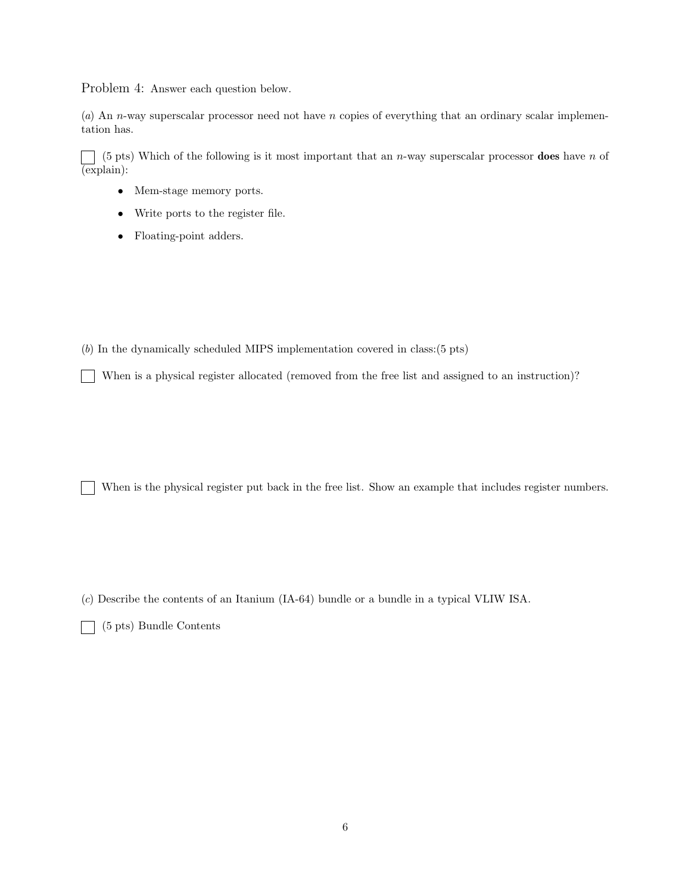Problem 4: Answer each question below.

(*a*) An $n$-way superscalar processor need not have $n$ copies of everything that an ordinary scalar implementation has.

☐ (5 pts) Which of the following is it most important that an $n$-way superscalar processor **does** have $n$ of (explain):

- Mem-stage memory ports.
- Write ports to the register file.
- Floating-point adders.

(*b*) In the dynamically scheduled MIPS implementation covered in class:(5 pts)

☐ When is a physical register allocated (removed from the free list and assigned to an instruction)?

☐ When is the physical register put back in the free list. Show an example that includes register numbers.

(*c*) Describe the contents of an Itanium (IA-64) bundle or a bundle in a typical VLIW ISA.

☐ (5 pts) Bundle Contents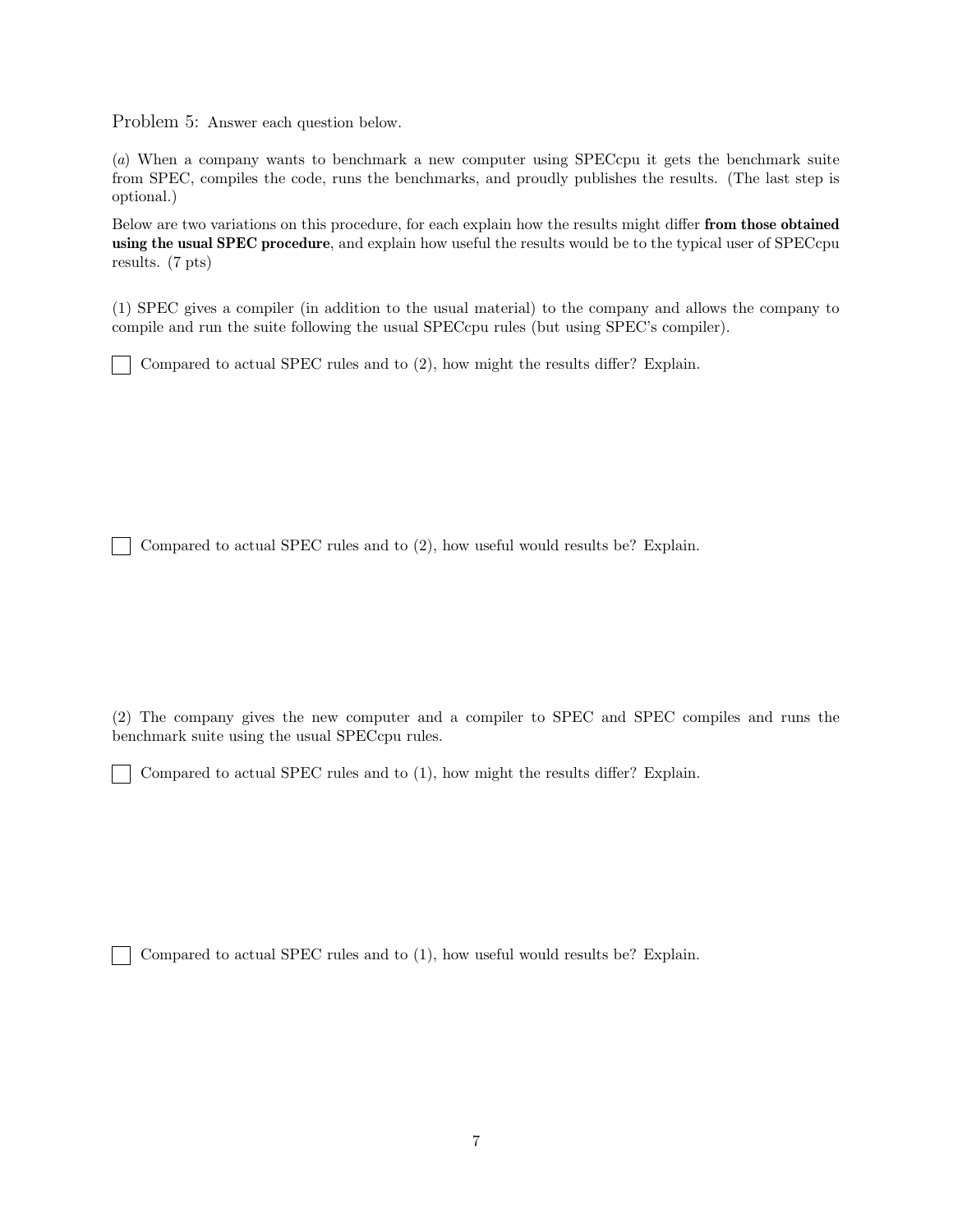Problem 5: Answer each question below.

(*a*) When a company wants to benchmark a new computer using SPECcpu it gets the benchmark suite from SPEC, compiles the code, runs the benchmarks, and proudly publishes the results. (The last step is optional.)

Below are two variations on this procedure, for each explain how the results might differ **from those obtained using the usual SPEC procedure**, and explain how useful the results would be to the typical user of SPECcpu results. (7 pts)

(1) SPEC gives a compiler (in addition to the usual material) to the company and allows the company to compile and run the suite following the usual SPECcpu rules (but using SPEC's compiler).

☐ Compared to actual SPEC rules and to (2), how might the results differ? Explain.

☐ Compared to actual SPEC rules and to (2), how useful would results be? Explain.

(2) The company gives the new computer and a compiler to SPEC and SPEC compiles and runs the benchmark suite using the usual SPECcpu rules.

☐ Compared to actual SPEC rules and to (1), how might the results differ? Explain.

☐ Compared to actual SPEC rules and to (1), how useful would results be? Explain.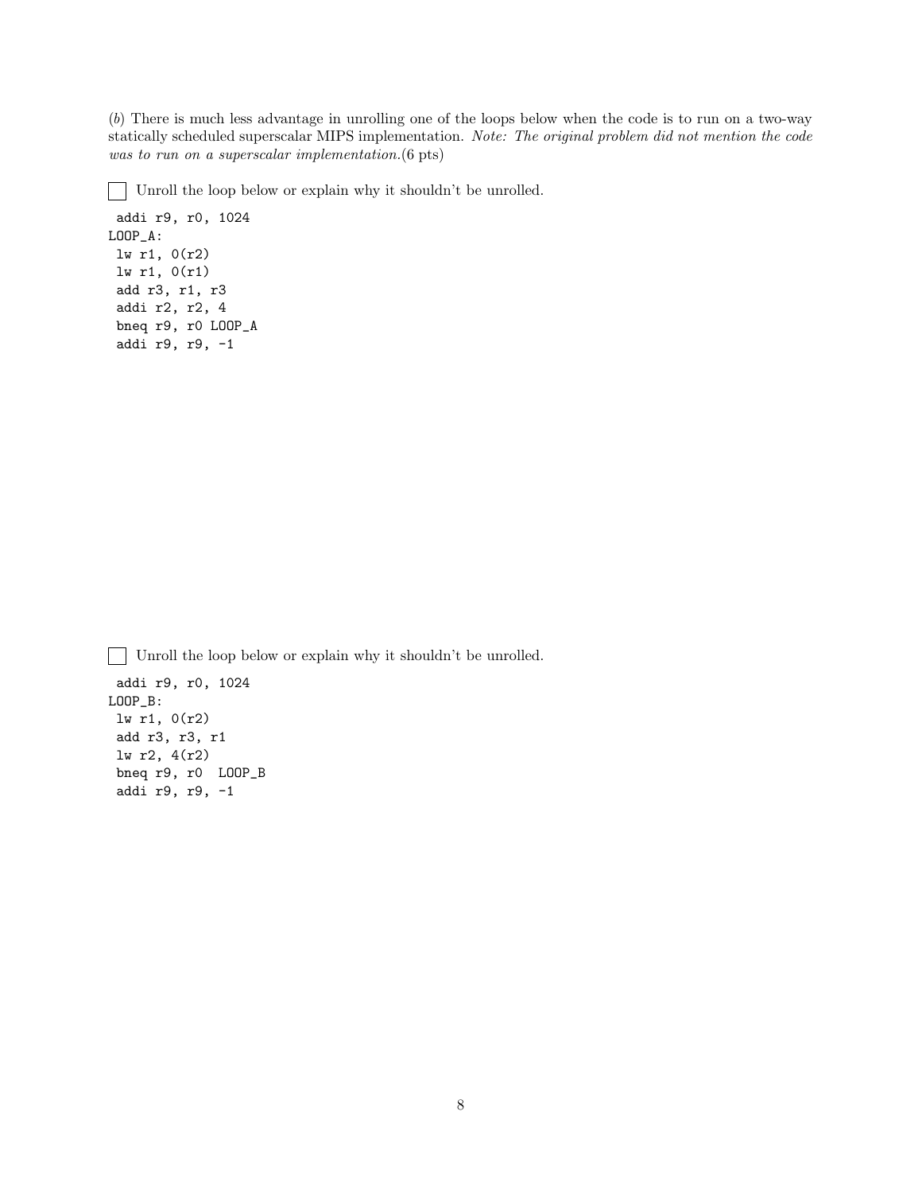(*b*) There is much less advantage in unrolling one of the loops below when the code is to run on a two-way statically scheduled superscalar MIPS implementation. *Note: The original problem did not mention the code was to run on a superscalar implementation.*(6 pts)

☐ Unroll the loop below or explain why it shouldn't be unrolled.

```
 addi r9, r0, 1024
LOOP_A:
 lw r1, 0(r2)
 lw r1, 0(r1)
 add r3, r1, r3
 addi r2, r2, 4
 bneq r9, r0 LOOP_A
 addi r9, r9, -1
```

☐ Unroll the loop below or explain why it shouldn't be unrolled.

```
 addi r9, r0, 1024
LOOP_B:
 lw r1, 0(r2)
 add r3, r3, r1
 lw r2, 4(r2)
 bneq r9, r0  LOOP_B
 addi r9, r9, -1
```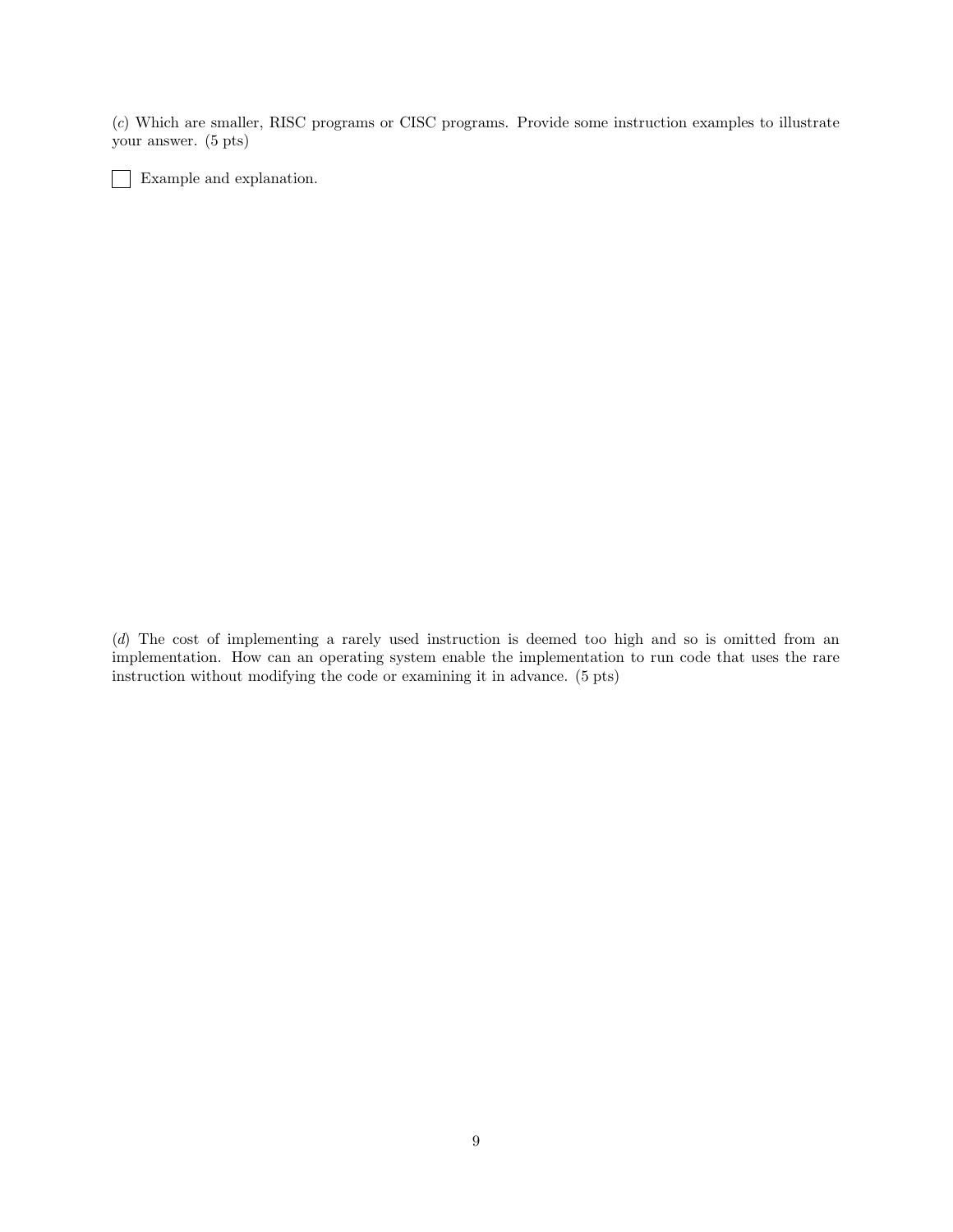(*c*) Which are smaller, RISC programs or CISC programs. Provide some instruction examples to illustrate your answer. (5 pts)

☐ Example and explanation.

(*d*) The cost of implementing a rarely used instruction is deemed too high and so is omitted from an implementation. How can an operating system enable the implementation to run code that uses the rare instruction without modifying the code or examining it in advance. (5 pts)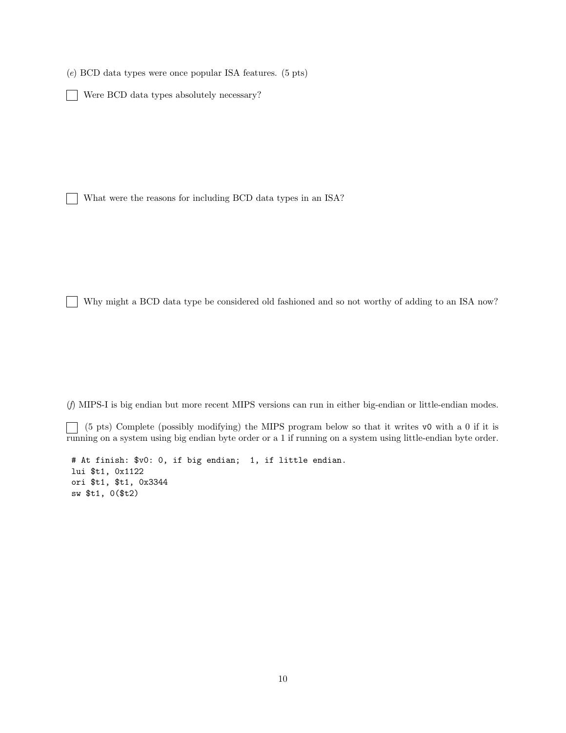(*e*) BCD data types were once popular ISA features. (5 pts)

☐ Were BCD data types absolutely necessary?

☐ What were the reasons for including BCD data types in an ISA?

☐ Why might a BCD data type be considered old fashioned and so not worthy of adding to an ISA now?

(*f*) MIPS-I is big endian but more recent MIPS versions can run in either big-endian or little-endian modes.

☐ (5 pts) Complete (possibly modifying) the MIPS program below so that it writes v0 with a 0 if it is running on a system using big endian byte order or a 1 if running on a system using little-endian byte order.

```
# At finish: $v0: 0, if big endian;  1, if little endian.
lui $t1, 0x1122
ori $t1, $t1, 0x3344
sw $t1, 0($t2)
```